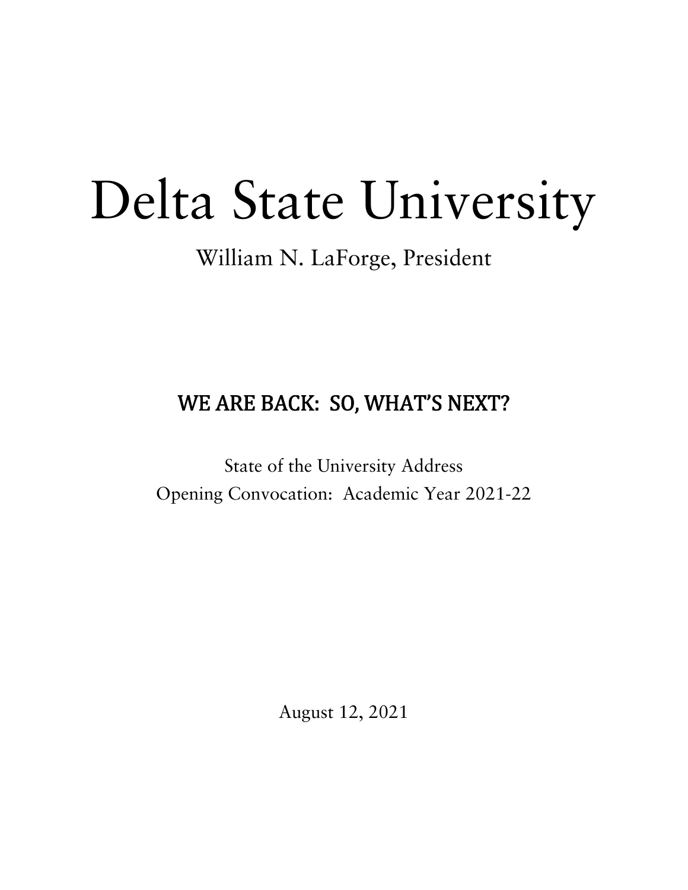# Delta State University

William N. LaForge, President

## WE ARE BACK: SO, WHAT'S NEXT?

State of the University Address
Opening Convocation: Academic Year 2021-22

August 12, 2021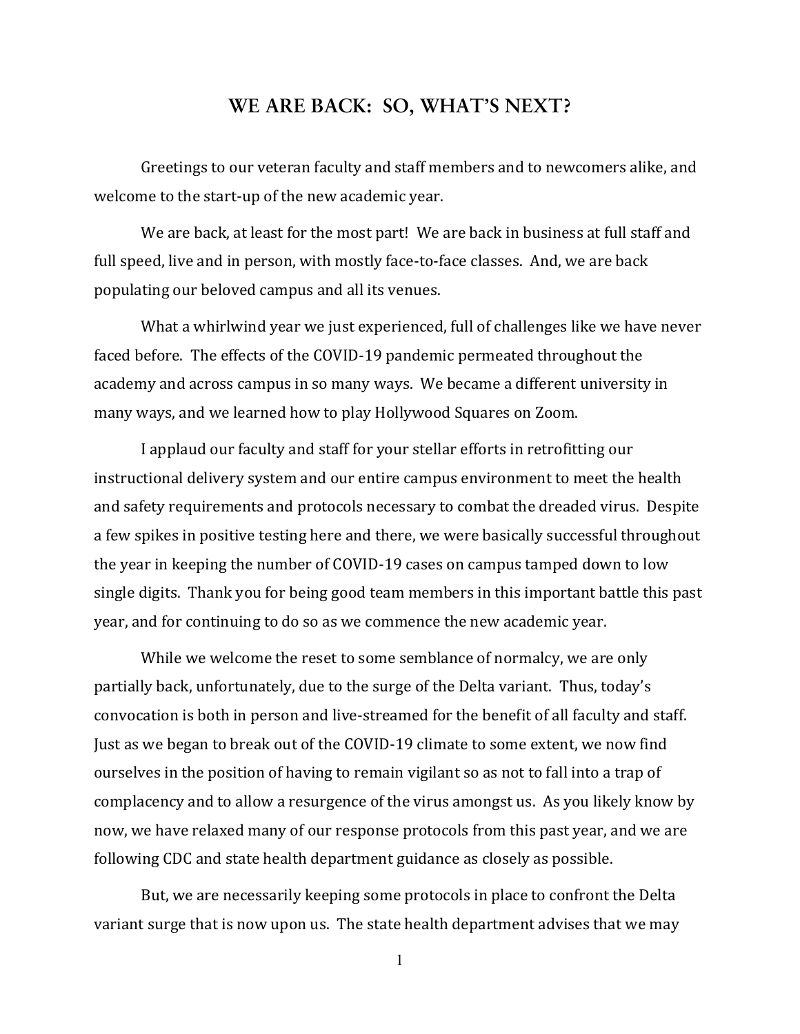# WE ARE BACK: SO, WHAT'S NEXT?

Greetings to our veteran faculty and staff members and to newcomers alike, and welcome to the start-up of the new academic year.

We are back, at least for the most part! We are back in business at full staff and full speed, live and in person, with mostly face-to-face classes. And, we are back populating our beloved campus and all its venues.

What a whirlwind year we just experienced, full of challenges like we have never faced before. The effects of the COVID-19 pandemic permeated throughout the academy and across campus in so many ways. We became a different university in many ways, and we learned how to play Hollywood Squares on Zoom.

I applaud our faculty and staff for your stellar efforts in retrofitting our instructional delivery system and our entire campus environment to meet the health and safety requirements and protocols necessary to combat the dreaded virus. Despite a few spikes in positive testing here and there, we were basically successful throughout the year in keeping the number of COVID-19 cases on campus tamped down to low single digits. Thank you for being good team members in this important battle this past year, and for continuing to do so as we commence the new academic year.

While we welcome the reset to some semblance of normalcy, we are only partially back, unfortunately, due to the surge of the Delta variant. Thus, today's convocation is both in person and live-streamed for the benefit of all faculty and staff. Just as we began to break out of the COVID-19 climate to some extent, we now find ourselves in the position of having to remain vigilant so as not to fall into a trap of complacency and to allow a resurgence of the virus amongst us. As you likely know by now, we have relaxed many of our response protocols from this past year, and we are following CDC and state health department guidance as closely as possible.

But, we are necessarily keeping some protocols in place to confront the Delta variant surge that is now upon us. The state health department advises that we may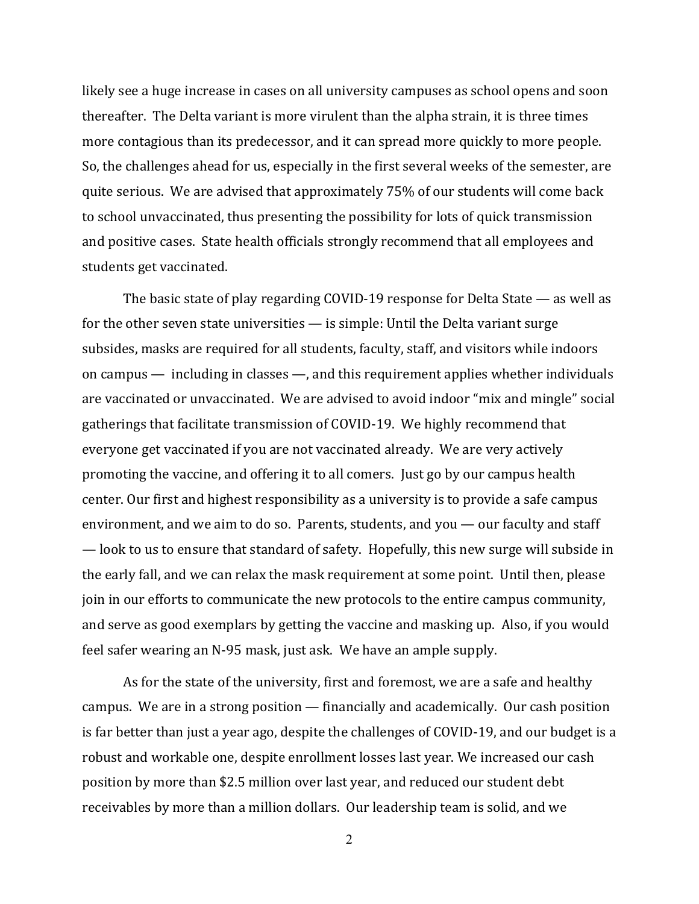likely see a huge increase in cases on all university campuses as school opens and soon thereafter. The Delta variant is more virulent than the alpha strain, it is three times more contagious than its predecessor, and it can spread more quickly to more people. So, the challenges ahead for us, especially in the first several weeks of the semester, are quite serious. We are advised that approximately 75% of our students will come back to school unvaccinated, thus presenting the possibility for lots of quick transmission and positive cases. State health officials strongly recommend that all employees and students get vaccinated.

The basic state of play regarding COVID-19 response for Delta State — as well as for the other seven state universities — is simple: Until the Delta variant surge subsides, masks are required for all students, faculty, staff, and visitors while indoors on campus — including in classes —, and this requirement applies whether individuals are vaccinated or unvaccinated. We are advised to avoid indoor "mix and mingle" social gatherings that facilitate transmission of COVID-19. We highly recommend that everyone get vaccinated if you are not vaccinated already. We are very actively promoting the vaccine, and offering it to all comers. Just go by our campus health center. Our first and highest responsibility as a university is to provide a safe campus environment, and we aim to do so. Parents, students, and you — our faculty and staff — look to us to ensure that standard of safety. Hopefully, this new surge will subside in the early fall, and we can relax the mask requirement at some point. Until then, please join in our efforts to communicate the new protocols to the entire campus community, and serve as good exemplars by getting the vaccine and masking up. Also, if you would feel safer wearing an N-95 mask, just ask. We have an ample supply.

As for the state of the university, first and foremost, we are a safe and healthy campus. We are in a strong position — financially and academically. Our cash position is far better than just a year ago, despite the challenges of COVID-19, and our budget is a robust and workable one, despite enrollment losses last year. We increased our cash position by more than $2.5 million over last year, and reduced our student debt receivables by more than a million dollars. Our leadership team is solid, and we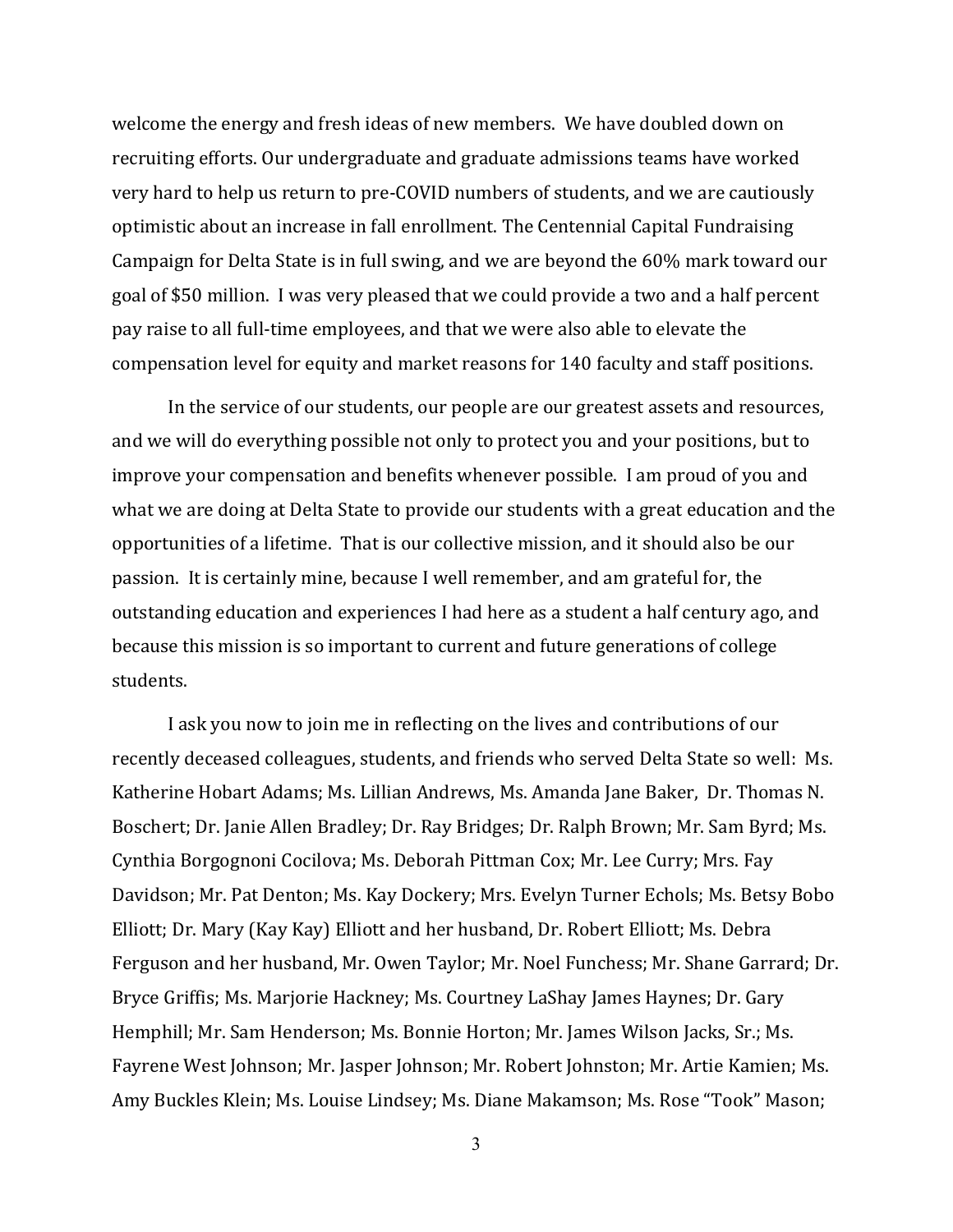welcome the energy and fresh ideas of new members. We have doubled down on recruiting efforts. Our undergraduate and graduate admissions teams have worked very hard to help us return to pre-COVID numbers of students, and we are cautiously optimistic about an increase in fall enrollment. The Centennial Capital Fundraising Campaign for Delta State is in full swing, and we are beyond the 60% mark toward our goal of $50 million. I was very pleased that we could provide a two and a half percent pay raise to all full-time employees, and that we were also able to elevate the compensation level for equity and market reasons for 140 faculty and staff positions.

In the service of our students, our people are our greatest assets and resources, and we will do everything possible not only to protect you and your positions, but to improve your compensation and benefits whenever possible. I am proud of you and what we are doing at Delta State to provide our students with a great education and the opportunities of a lifetime. That is our collective mission, and it should also be our passion. It is certainly mine, because I well remember, and am grateful for, the outstanding education and experiences I had here as a student a half century ago, and because this mission is so important to current and future generations of college students.

I ask you now to join me in reflecting on the lives and contributions of our recently deceased colleagues, students, and friends who served Delta State so well: Ms. Katherine Hobart Adams; Ms. Lillian Andrews, Ms. Amanda Jane Baker, Dr. Thomas N. Boschert; Dr. Janie Allen Bradley; Dr. Ray Bridges; Dr. Ralph Brown; Mr. Sam Byrd; Ms. Cynthia Borgognoni Cocilova; Ms. Deborah Pittman Cox; Mr. Lee Curry; Mrs. Fay Davidson; Mr. Pat Denton; Ms. Kay Dockery; Mrs. Evelyn Turner Echols; Ms. Betsy Bobo Elliott; Dr. Mary (Kay Kay) Elliott and her husband, Dr. Robert Elliott; Ms. Debra Ferguson and her husband, Mr. Owen Taylor; Mr. Noel Funchess; Mr. Shane Garrard; Dr. Bryce Griffis; Ms. Marjorie Hackney; Ms. Courtney LaShay James Haynes; Dr. Gary Hemphill; Mr. Sam Henderson; Ms. Bonnie Horton; Mr. James Wilson Jacks, Sr.; Ms. Fayrene West Johnson; Mr. Jasper Johnson; Mr. Robert Johnston; Mr. Artie Kamien; Ms. Amy Buckles Klein; Ms. Louise Lindsey; Ms. Diane Makamson; Ms. Rose "Took" Mason;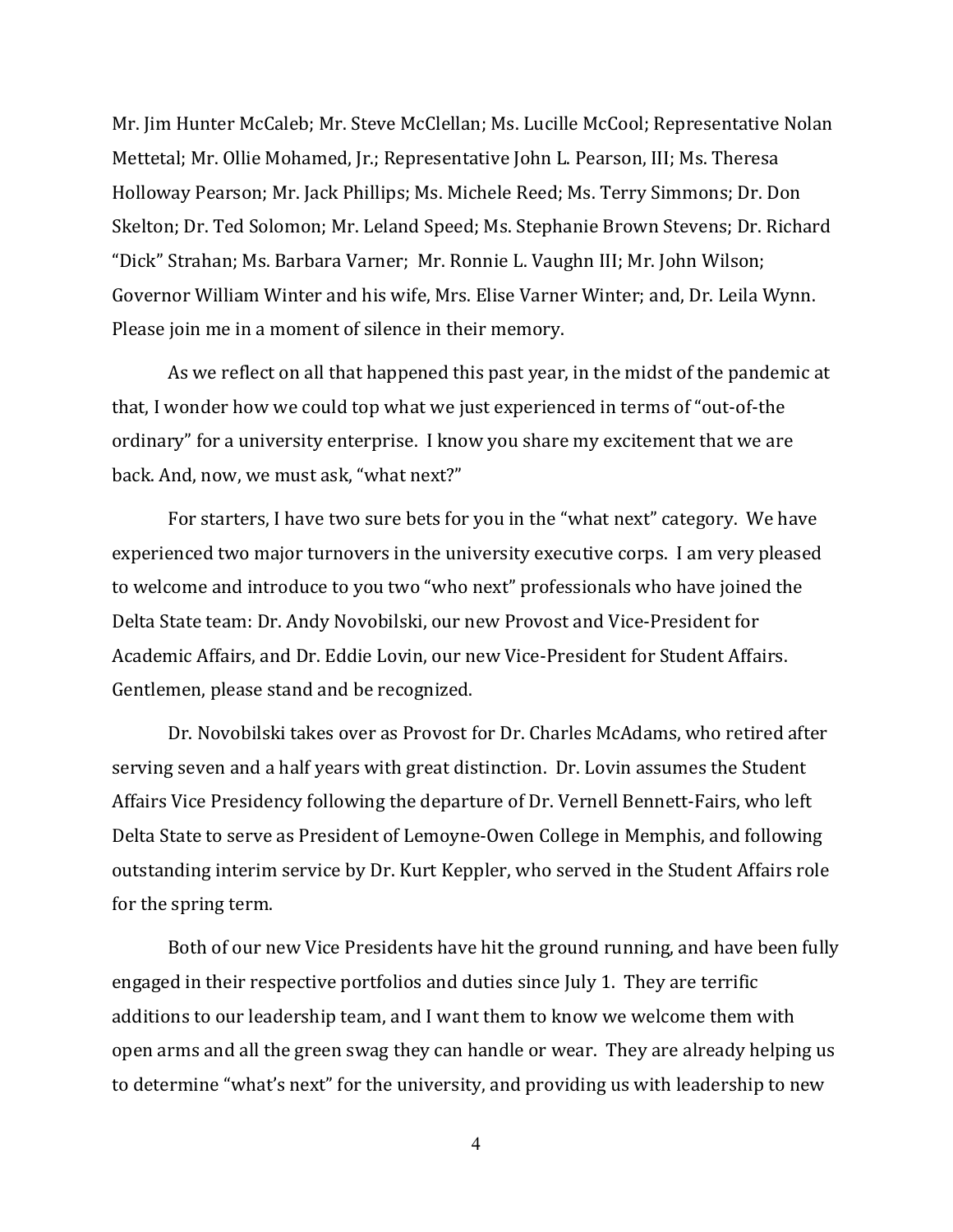Mr. Jim Hunter McCaleb; Mr. Steve McClellan; Ms. Lucille McCool; Representative Nolan Mettetal; Mr. Ollie Mohamed, Jr.; Representative John L. Pearson, III; Ms. Theresa Holloway Pearson; Mr. Jack Phillips; Ms. Michele Reed; Ms. Terry Simmons; Dr. Don Skelton; Dr. Ted Solomon; Mr. Leland Speed; Ms. Stephanie Brown Stevens; Dr. Richard "Dick" Strahan; Ms. Barbara Varner; Mr. Ronnie L. Vaughn III; Mr. John Wilson; Governor William Winter and his wife, Mrs. Elise Varner Winter; and, Dr. Leila Wynn. Please join me in a moment of silence in their memory.

As we reflect on all that happened this past year, in the midst of the pandemic at that, I wonder how we could top what we just experienced in terms of "out-of-the ordinary" for a university enterprise. I know you share my excitement that we are back. And, now, we must ask, "what next?"

For starters, I have two sure bets for you in the "what next" category. We have experienced two major turnovers in the university executive corps. I am very pleased to welcome and introduce to you two "who next" professionals who have joined the Delta State team: Dr. Andy Novobilski, our new Provost and Vice-President for Academic Affairs, and Dr. Eddie Lovin, our new Vice-President for Student Affairs. Gentlemen, please stand and be recognized.

Dr. Novobilski takes over as Provost for Dr. Charles McAdams, who retired after serving seven and a half years with great distinction. Dr. Lovin assumes the Student Affairs Vice Presidency following the departure of Dr. Vernell Bennett-Fairs, who left Delta State to serve as President of Lemoyne-Owen College in Memphis, and following outstanding interim service by Dr. Kurt Keppler, who served in the Student Affairs role for the spring term.

Both of our new Vice Presidents have hit the ground running, and have been fully engaged in their respective portfolios and duties since July 1. They are terrific additions to our leadership team, and I want them to know we welcome them with open arms and all the green swag they can handle or wear. They are already helping us to determine "what's next" for the university, and providing us with leadership to new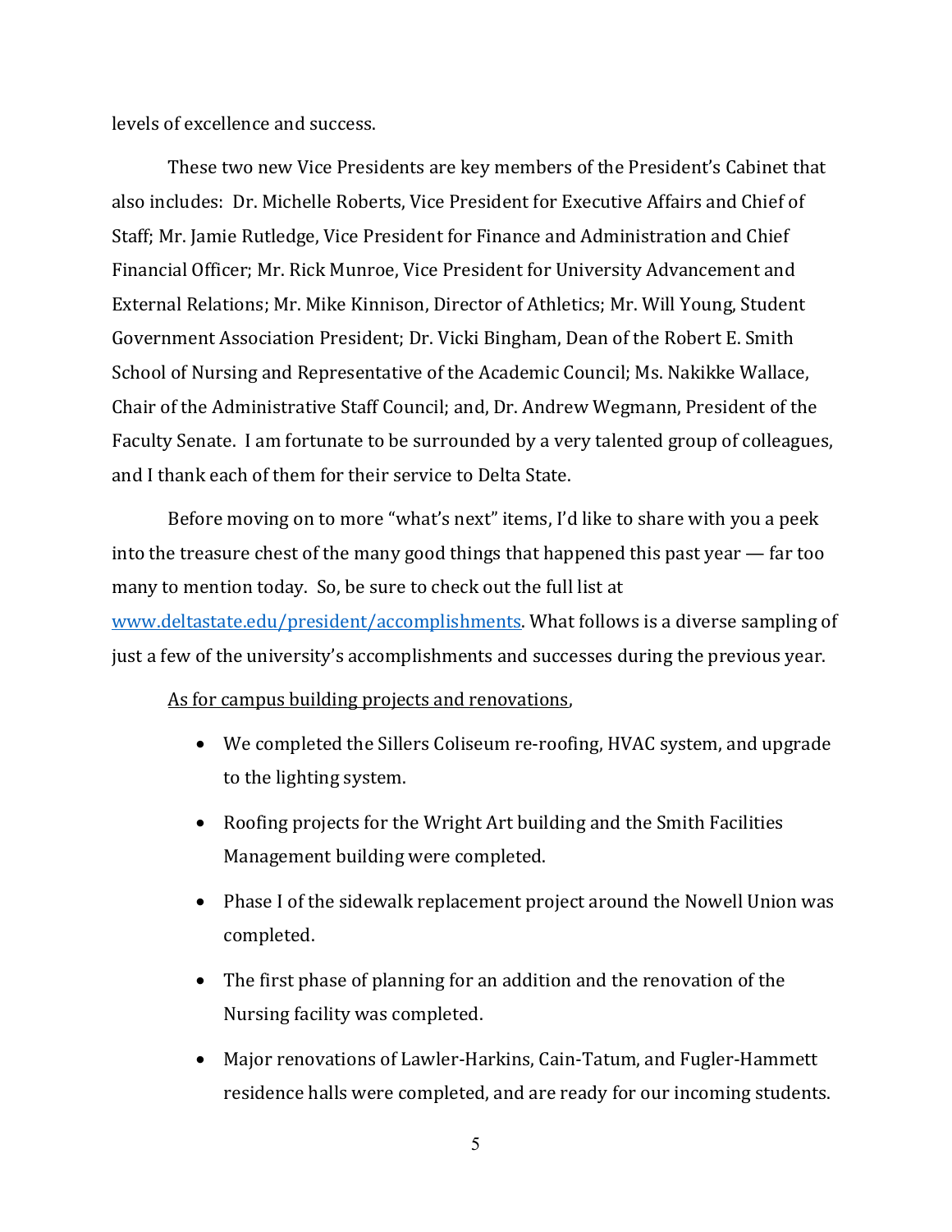levels of excellence and success.

These two new Vice Presidents are key members of the President's Cabinet that also includes: Dr. Michelle Roberts, Vice President for Executive Affairs and Chief of Staff; Mr. Jamie Rutledge, Vice President for Finance and Administration and Chief Financial Officer; Mr. Rick Munroe, Vice President for University Advancement and External Relations; Mr. Mike Kinnison, Director of Athletics; Mr. Will Young, Student Government Association President; Dr. Vicki Bingham, Dean of the Robert E. Smith School of Nursing and Representative of the Academic Council; Ms. Nakikke Wallace, Chair of the Administrative Staff Council; and, Dr. Andrew Wegmann, President of the Faculty Senate. I am fortunate to be surrounded by a very talented group of colleagues, and I thank each of them for their service to Delta State.

Before moving on to more "what's next" items, I'd like to share with you a peek into the treasure chest of the many good things that happened this past year — far too many to mention today. So, be sure to check out the full list at [www.deltastate.edu/president/accomplishments](www.deltastate.edu/president/accomplishments). What follows is a diverse sampling of just a few of the university's accomplishments and successes during the previous year.

<u>As for campus building projects and renovations</u>,

- We completed the Sillers Coliseum re-roofing, HVAC system, and upgrade to the lighting system.
- Roofing projects for the Wright Art building and the Smith Facilities Management building were completed.
- Phase I of the sidewalk replacement project around the Nowell Union was completed.
- The first phase of planning for an addition and the renovation of the Nursing facility was completed.
- Major renovations of Lawler-Harkins, Cain-Tatum, and Fugler-Hammett residence halls were completed, and are ready for our incoming students.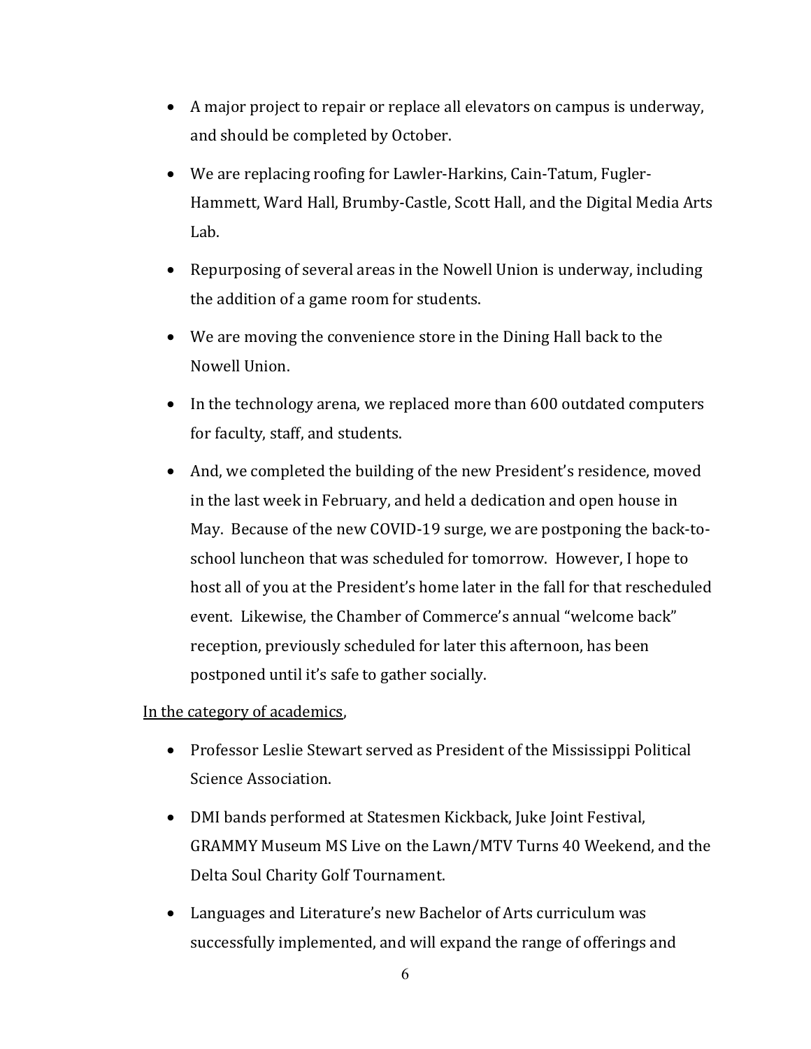- A major project to repair or replace all elevators on campus is underway, and should be completed by October.
- We are replacing roofing for Lawler-Harkins, Cain-Tatum, Fugler-Hammett, Ward Hall, Brumby-Castle, Scott Hall, and the Digital Media Arts Lab.
- Repurposing of several areas in the Nowell Union is underway, including the addition of a game room for students.
- We are moving the convenience store in the Dining Hall back to the Nowell Union.
- In the technology arena, we replaced more than 600 outdated computers for faculty, staff, and students.
- And, we completed the building of the new President's residence, moved in the last week in February, and held a dedication and open house in May. Because of the new COVID-19 surge, we are postponing the back-to-school luncheon that was scheduled for tomorrow. However, I hope to host all of you at the President's home later in the fall for that rescheduled event. Likewise, the Chamber of Commerce's annual "welcome back" reception, previously scheduled for later this afternoon, has been postponed until it's safe to gather socially.

<u>In the category of academics</u>,

- Professor Leslie Stewart served as President of the Mississippi Political Science Association.
- DMI bands performed at Statesmen Kickback, Juke Joint Festival, GRAMMY Museum MS Live on the Lawn/MTV Turns 40 Weekend, and the Delta Soul Charity Golf Tournament.
- Languages and Literature's new Bachelor of Arts curriculum was successfully implemented, and will expand the range of offerings and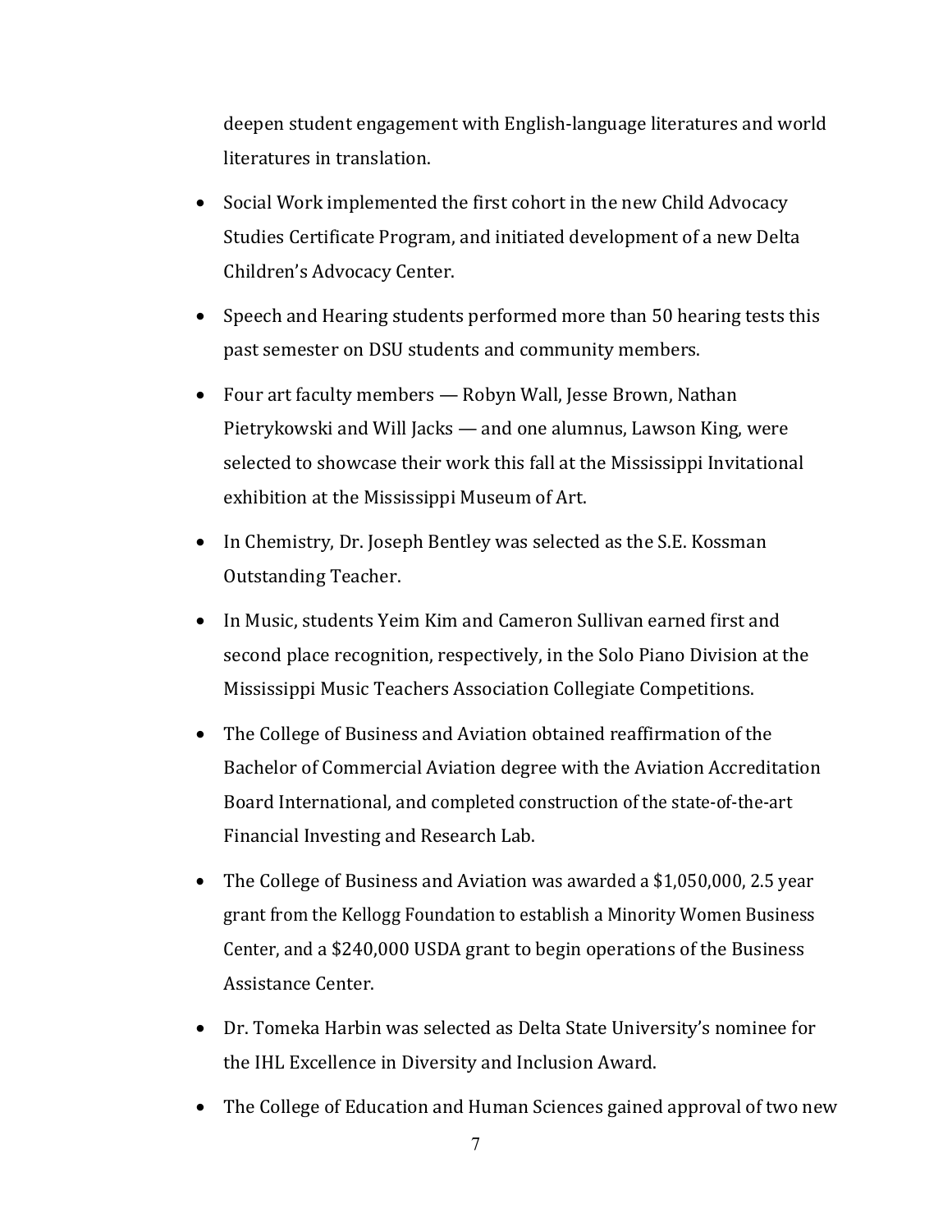deepen student engagement with English-language literatures and world literatures in translation.

- Social Work implemented the first cohort in the new Child Advocacy Studies Certificate Program, and initiated development of a new Delta Children's Advocacy Center.
- Speech and Hearing students performed more than 50 hearing tests this past semester on DSU students and community members.
- Four art faculty members — Robyn Wall, Jesse Brown, Nathan Pietrykowski and Will Jacks — and one alumnus, Lawson King, were selected to showcase their work this fall at the Mississippi Invitational exhibition at the Mississippi Museum of Art.
- In Chemistry, Dr. Joseph Bentley was selected as the S.E. Kossman Outstanding Teacher.
- In Music, students Yeim Kim and Cameron Sullivan earned first and second place recognition, respectively, in the Solo Piano Division at the Mississippi Music Teachers Association Collegiate Competitions.
- The College of Business and Aviation obtained reaffirmation of the Bachelor of Commercial Aviation degree with the Aviation Accreditation Board International, and completed construction of the state-of-the-art Financial Investing and Research Lab.
- The College of Business and Aviation was awarded a $1,050,000, 2.5 year grant from the Kellogg Foundation to establish a Minority Women Business Center, and a $240,000 USDA grant to begin operations of the Business Assistance Center.
- Dr. Tomeka Harbin was selected as Delta State University's nominee for the IHL Excellence in Diversity and Inclusion Award.
- The College of Education and Human Sciences gained approval of two new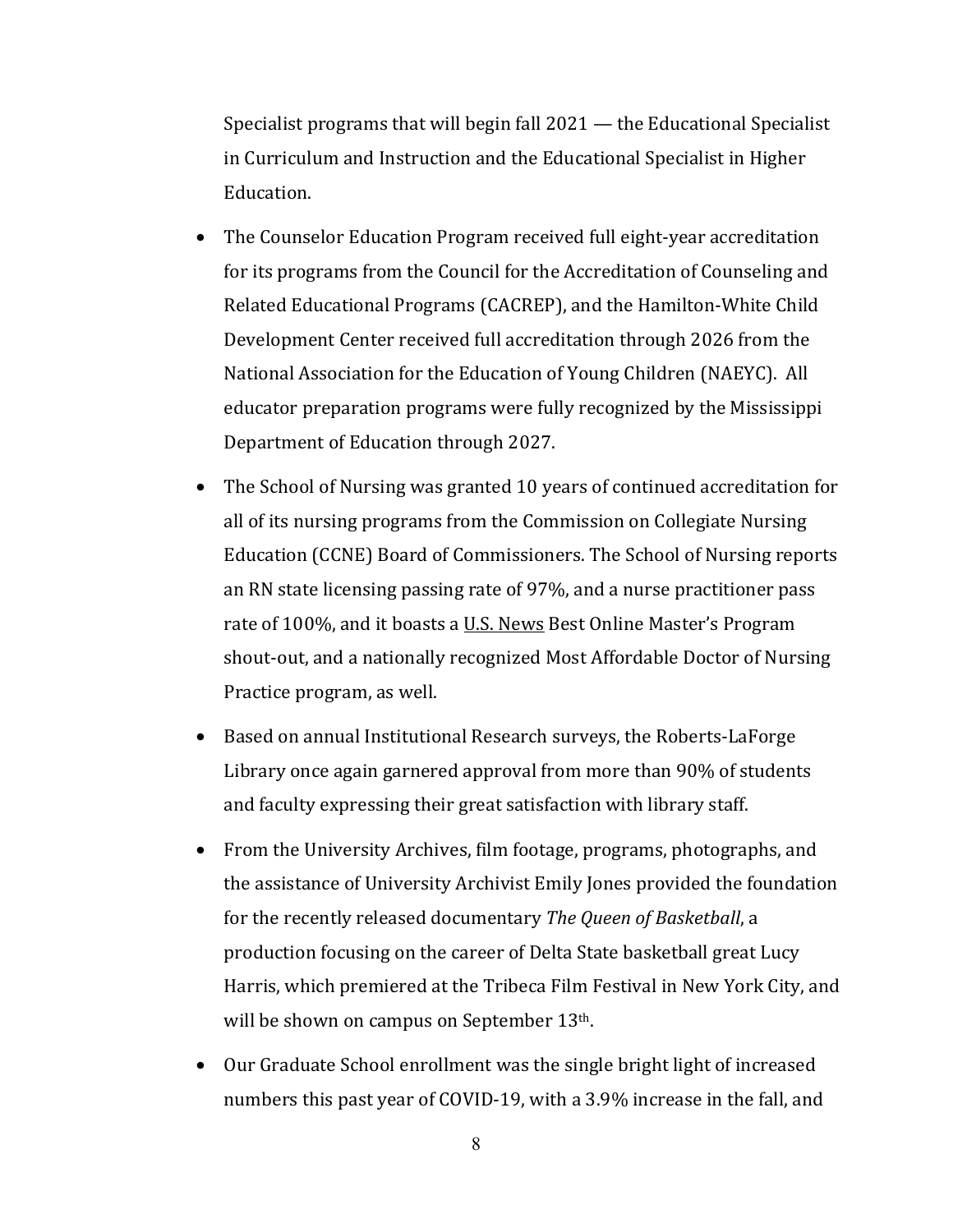Specialist programs that will begin fall 2021 — the Educational Specialist in Curriculum and Instruction and the Educational Specialist in Higher Education.

- The Counselor Education Program received full eight-year accreditation for its programs from the Council for the Accreditation of Counseling and Related Educational Programs (CACREP), and the Hamilton-White Child Development Center received full accreditation through 2026 from the National Association for the Education of Young Children (NAEYC). All educator preparation programs were fully recognized by the Mississippi Department of Education through 2027.
- The School of Nursing was granted 10 years of continued accreditation for all of its nursing programs from the Commission on Collegiate Nursing Education (CCNE) Board of Commissioners. The School of Nursing reports an RN state licensing passing rate of 97%, and a nurse practitioner pass rate of 100%, and it boasts a U.S. News Best Online Master's Program shout-out, and a nationally recognized Most Affordable Doctor of Nursing Practice program, as well.
- Based on annual Institutional Research surveys, the Roberts-LaForge Library once again garnered approval from more than 90% of students and faculty expressing their great satisfaction with library staff.
- From the University Archives, film footage, programs, photographs, and the assistance of University Archivist Emily Jones provided the foundation for the recently released documentary *The Queen of Basketball*, a production focusing on the career of Delta State basketball great Lucy Harris, which premiered at the Tribeca Film Festival in New York City, and will be shown on campus on September 13th.
- Our Graduate School enrollment was the single bright light of increased numbers this past year of COVID-19, with a 3.9% increase in the fall, and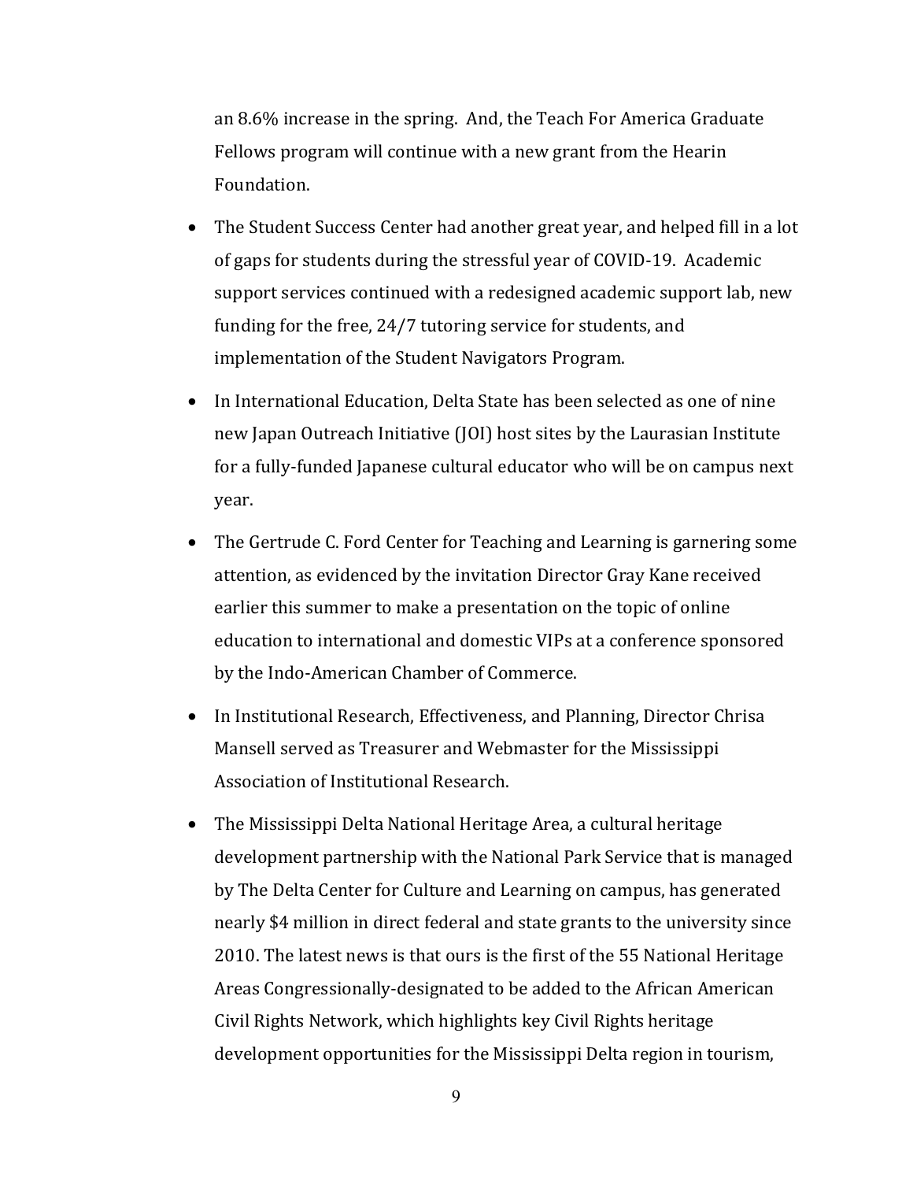an 8.6% increase in the spring. And, the Teach For America Graduate Fellows program will continue with a new grant from the Hearin Foundation.

- The Student Success Center had another great year, and helped fill in a lot of gaps for students during the stressful year of COVID-19. Academic support services continued with a redesigned academic support lab, new funding for the free, 24/7 tutoring service for students, and implementation of the Student Navigators Program.
- In International Education, Delta State has been selected as one of nine new Japan Outreach Initiative (JOI) host sites by the Laurasian Institute for a fully-funded Japanese cultural educator who will be on campus next year.
- The Gertrude C. Ford Center for Teaching and Learning is garnering some attention, as evidenced by the invitation Director Gray Kane received earlier this summer to make a presentation on the topic of online education to international and domestic VIPs at a conference sponsored by the Indo-American Chamber of Commerce.
- In Institutional Research, Effectiveness, and Planning, Director Chrisa Mansell served as Treasurer and Webmaster for the Mississippi Association of Institutional Research.
- The Mississippi Delta National Heritage Area, a cultural heritage development partnership with the National Park Service that is managed by The Delta Center for Culture and Learning on campus, has generated nearly $4 million in direct federal and state grants to the university since 2010. The latest news is that ours is the first of the 55 National Heritage Areas Congressionally-designated to be added to the African American Civil Rights Network, which highlights key Civil Rights heritage development opportunities for the Mississippi Delta region in tourism,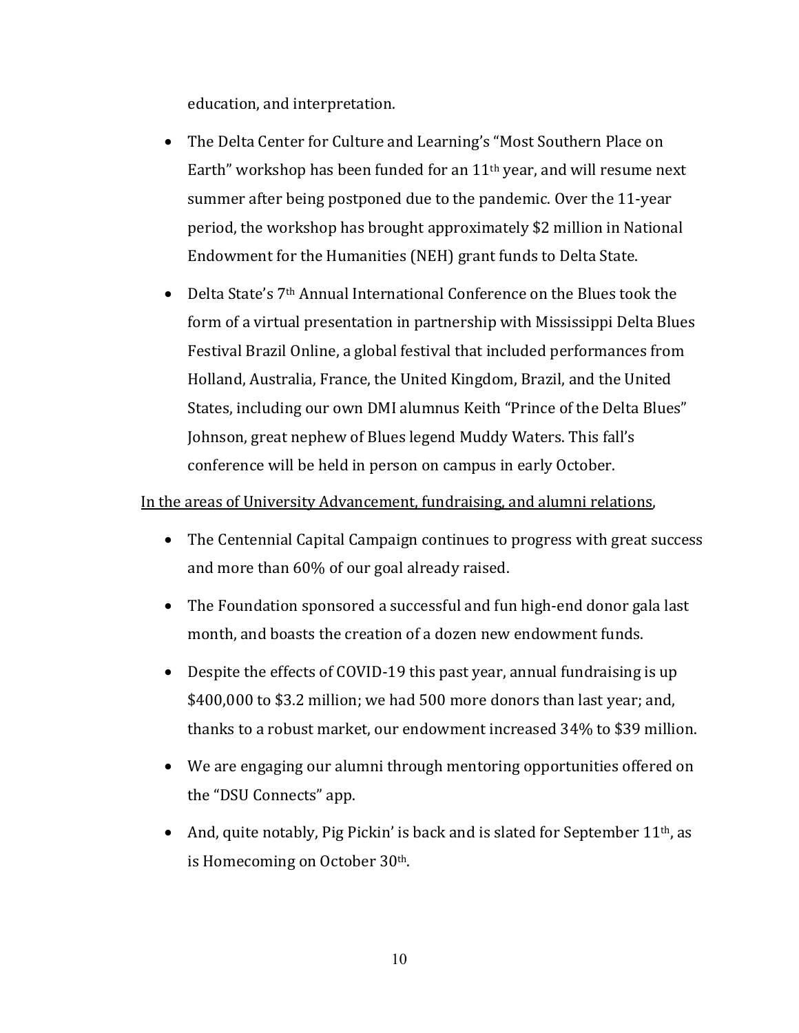education, and interpretation.

- The Delta Center for Culture and Learning's "Most Southern Place on Earth" workshop has been funded for an 11th year, and will resume next summer after being postponed due to the pandemic. Over the 11-year period, the workshop has brought approximately $2 million in National Endowment for the Humanities (NEH) grant funds to Delta State.
- Delta State's 7th Annual International Conference on the Blues took the form of a virtual presentation in partnership with Mississippi Delta Blues Festival Brazil Online, a global festival that included performances from Holland, Australia, France, the United Kingdom, Brazil, and the United States, including our own DMI alumnus Keith "Prince of the Delta Blues" Johnson, great nephew of Blues legend Muddy Waters. This fall's conference will be held in person on campus in early October.

<u>In the areas of University Advancement, fundraising, and alumni relations</u>,

- The Centennial Capital Campaign continues to progress with great success and more than 60% of our goal already raised.
- The Foundation sponsored a successful and fun high-end donor gala last month, and boasts the creation of a dozen new endowment funds.
- Despite the effects of COVID-19 this past year, annual fundraising is up $400,000 to $3.2 million; we had 500 more donors than last year; and, thanks to a robust market, our endowment increased 34% to $39 million.
- We are engaging our alumni through mentoring opportunities offered on the "DSU Connects" app.
- And, quite notably, Pig Pickin' is back and is slated for September 11th, as is Homecoming on October 30th.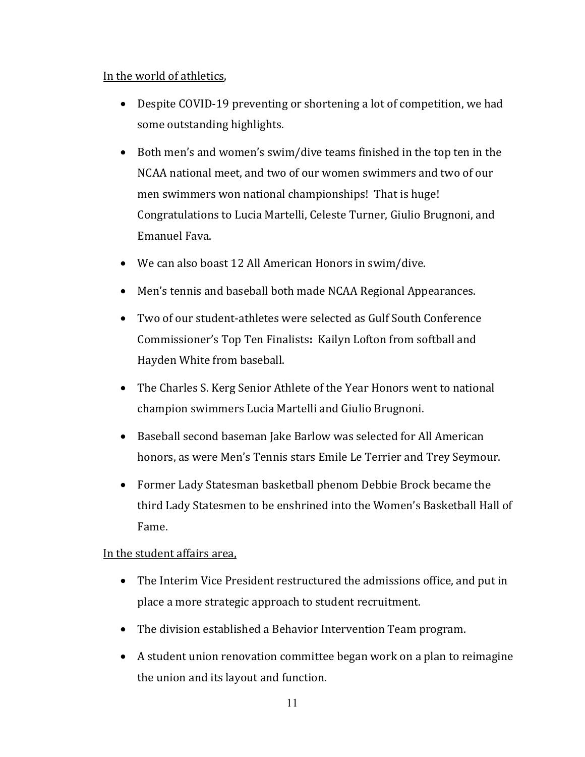<u>In the world of athletics</u>,

- Despite COVID-19 preventing or shortening a lot of competition, we had some outstanding highlights.
- Both men's and women's swim/dive teams finished in the top ten in the NCAA national meet, and two of our women swimmers and two of our men swimmers won national championships! That is huge! Congratulations to Lucia Martelli, Celeste Turner, Giulio Brugnoni, and Emanuel Fava.
- We can also boast 12 All American Honors in swim/dive.
- Men's tennis and baseball both made NCAA Regional Appearances.
- Two of our student-athletes were selected as Gulf South Conference Commissioner's Top Ten Finalists**:** Kailyn Lofton from softball and Hayden White from baseball.
- The Charles S. Kerg Senior Athlete of the Year Honors went to national champion swimmers Lucia Martelli and Giulio Brugnoni.
- Baseball second baseman Jake Barlow was selected for All American honors, as were Men's Tennis stars Emile Le Terrier and Trey Seymour.
- Former Lady Statesman basketball phenom Debbie Brock became the third Lady Statesmen to be enshrined into the Women's Basketball Hall of Fame.

<u>In the student affairs area,</u>

- The Interim Vice President restructured the admissions office, and put in place a more strategic approach to student recruitment.
- The division established a Behavior Intervention Team program.
- A student union renovation committee began work on a plan to reimagine the union and its layout and function.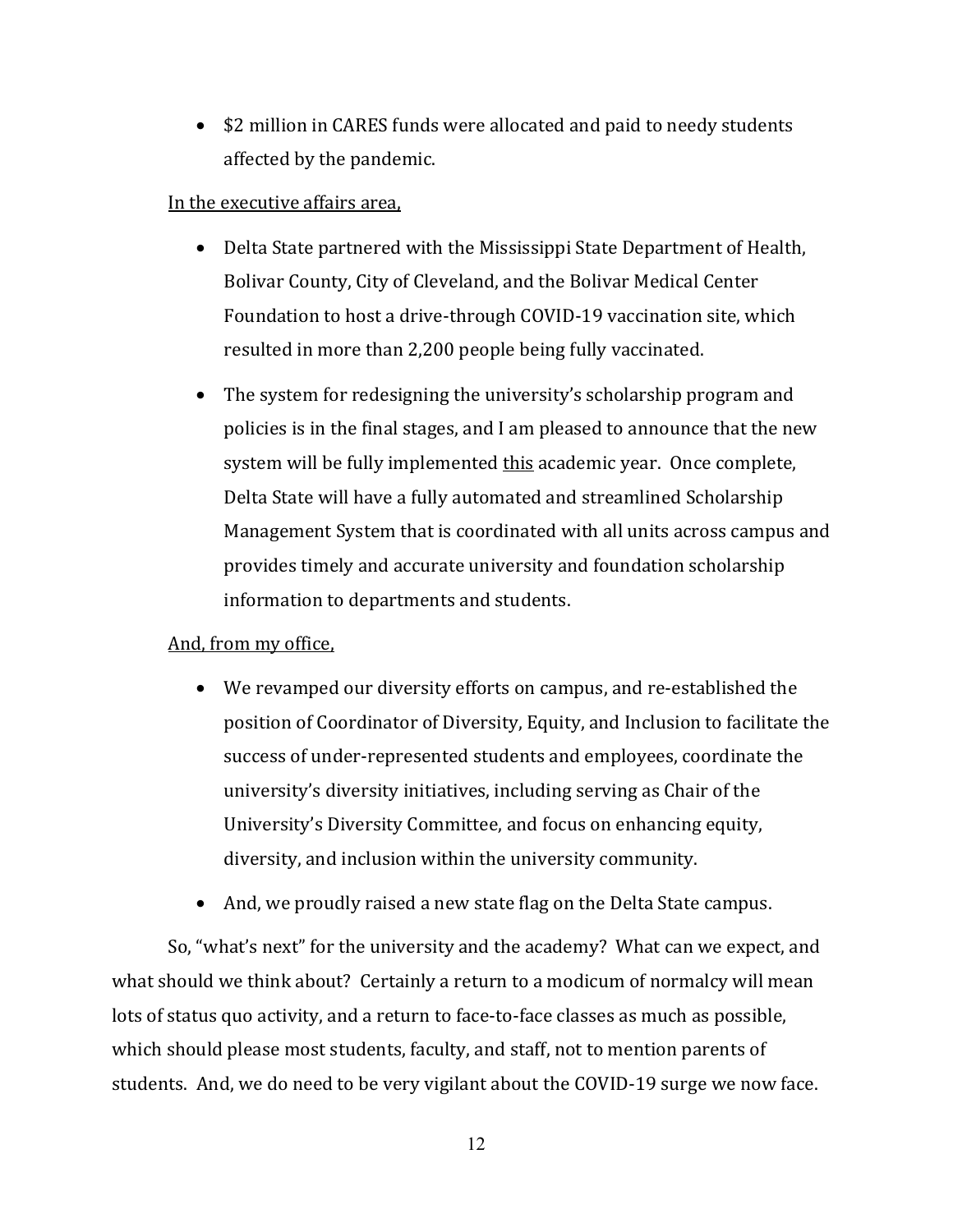- $2 million in CARES funds were allocated and paid to needy students affected by the pandemic.

<u>In the executive affairs area,</u>

- Delta State partnered with the Mississippi State Department of Health, Bolivar County, City of Cleveland, and the Bolivar Medical Center Foundation to host a drive-through COVID-19 vaccination site, which resulted in more than 2,200 people being fully vaccinated.
- The system for redesigning the university's scholarship program and policies is in the final stages, and I am pleased to announce that the new system will be fully implemented <u>this</u> academic year. Once complete, Delta State will have a fully automated and streamlined Scholarship Management System that is coordinated with all units across campus and provides timely and accurate university and foundation scholarship information to departments and students.

<u>And, from my office,</u>

- We revamped our diversity efforts on campus, and re-established the position of Coordinator of Diversity, Equity, and Inclusion to facilitate the success of under-represented students and employees, coordinate the university's diversity initiatives, including serving as Chair of the University's Diversity Committee, and focus on enhancing equity, diversity, and inclusion within the university community.
- And, we proudly raised a new state flag on the Delta State campus.

So, "what's next" for the university and the academy? What can we expect, and what should we think about? Certainly a return to a modicum of normalcy will mean lots of status quo activity, and a return to face-to-face classes as much as possible, which should please most students, faculty, and staff, not to mention parents of students. And, we do need to be very vigilant about the COVID-19 surge we now face.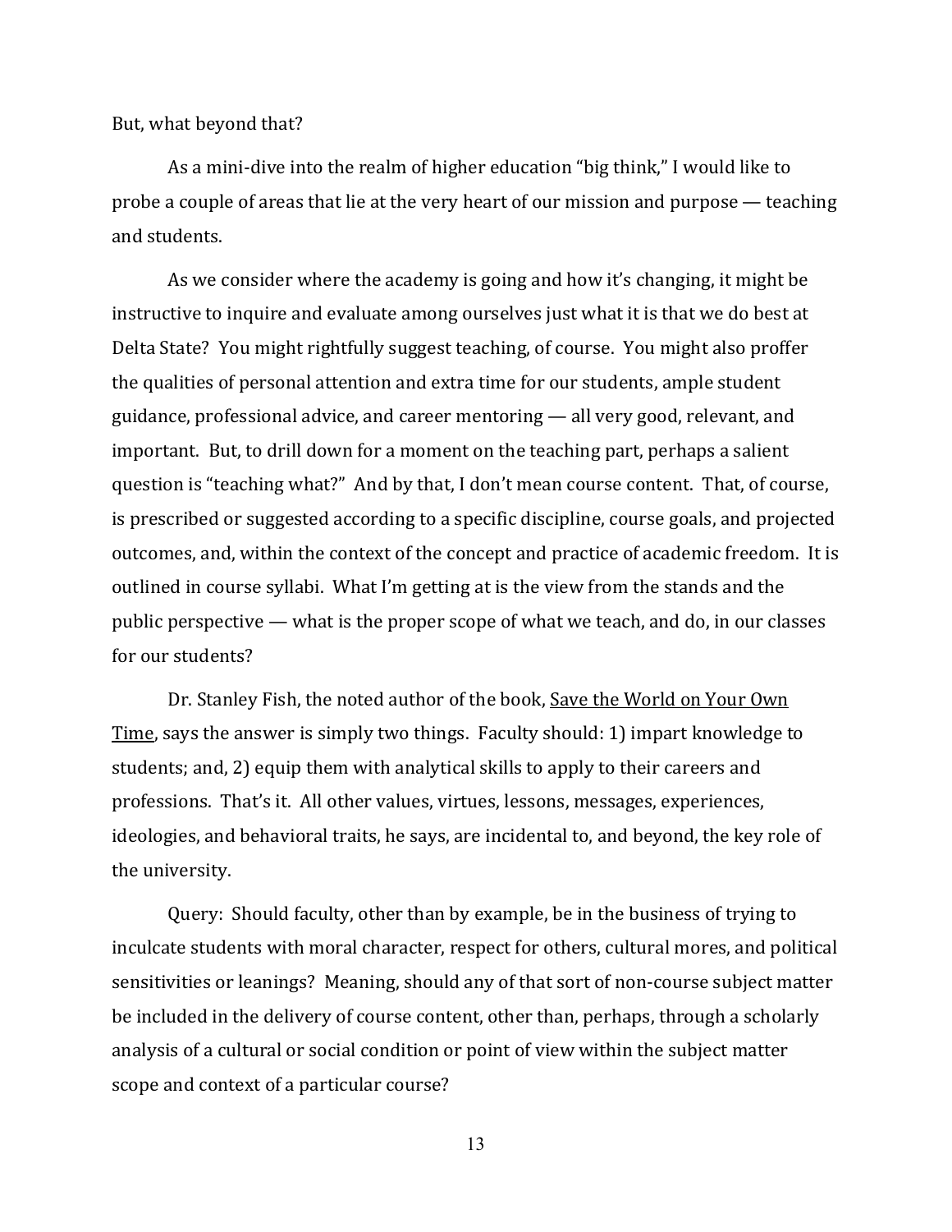But, what beyond that?

As a mini-dive into the realm of higher education "big think," I would like to probe a couple of areas that lie at the very heart of our mission and purpose — teaching and students.

As we consider where the academy is going and how it's changing, it might be instructive to inquire and evaluate among ourselves just what it is that we do best at Delta State? You might rightfully suggest teaching, of course. You might also proffer the qualities of personal attention and extra time for our students, ample student guidance, professional advice, and career mentoring — all very good, relevant, and important. But, to drill down for a moment on the teaching part, perhaps a salient question is "teaching what?" And by that, I don't mean course content. That, of course, is prescribed or suggested according to a specific discipline, course goals, and projected outcomes, and, within the context of the concept and practice of academic freedom. It is outlined in course syllabi. What I'm getting at is the view from the stands and the public perspective — what is the proper scope of what we teach, and do, in our classes for our students?

Dr. Stanley Fish, the noted author of the book, <u>Save the World on Your Own Time</u>, says the answer is simply two things. Faculty should: 1) impart knowledge to students; and, 2) equip them with analytical skills to apply to their careers and professions. That's it. All other values, virtues, lessons, messages, experiences, ideologies, and behavioral traits, he says, are incidental to, and beyond, the key role of the university.

Query: Should faculty, other than by example, be in the business of trying to inculcate students with moral character, respect for others, cultural mores, and political sensitivities or leanings? Meaning, should any of that sort of non-course subject matter be included in the delivery of course content, other than, perhaps, through a scholarly analysis of a cultural or social condition or point of view within the subject matter scope and context of a particular course?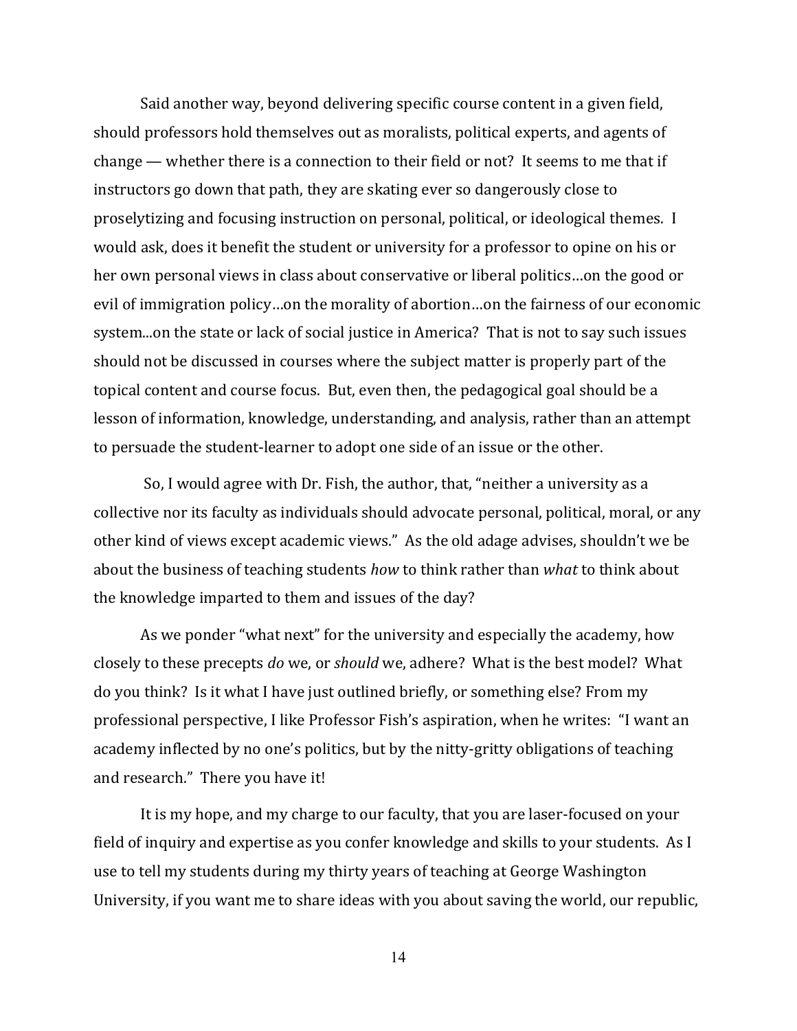Said another way, beyond delivering specific course content in a given field, should professors hold themselves out as moralists, political experts, and agents of change — whether there is a connection to their field or not? It seems to me that if instructors go down that path, they are skating ever so dangerously close to proselytizing and focusing instruction on personal, political, or ideological themes. I would ask, does it benefit the student or university for a professor to opine on his or her own personal views in class about conservative or liberal politics…on the good or evil of immigration policy…on the morality of abortion…on the fairness of our economic system...on the state or lack of social justice in America? That is not to say such issues should not be discussed in courses where the subject matter is properly part of the topical content and course focus. But, even then, the pedagogical goal should be a lesson of information, knowledge, understanding, and analysis, rather than an attempt to persuade the student-learner to adopt one side of an issue or the other.

So, I would agree with Dr. Fish, the author, that, "neither a university as a collective nor its faculty as individuals should advocate personal, political, moral, or any other kind of views except academic views." As the old adage advises, shouldn't we be about the business of teaching students *how* to think rather than *what* to think about the knowledge imparted to them and issues of the day?

As we ponder "what next" for the university and especially the academy, how closely to these precepts *do* we, or *should* we, adhere? What is the best model? What do you think? Is it what I have just outlined briefly, or something else? From my professional perspective, I like Professor Fish's aspiration, when he writes: "I want an academy inflected by no one's politics, but by the nitty-gritty obligations of teaching and research." There you have it!

It is my hope, and my charge to our faculty, that you are laser-focused on your field of inquiry and expertise as you confer knowledge and skills to your students. As I use to tell my students during my thirty years of teaching at George Washington University, if you want me to share ideas with you about saving the world, our republic,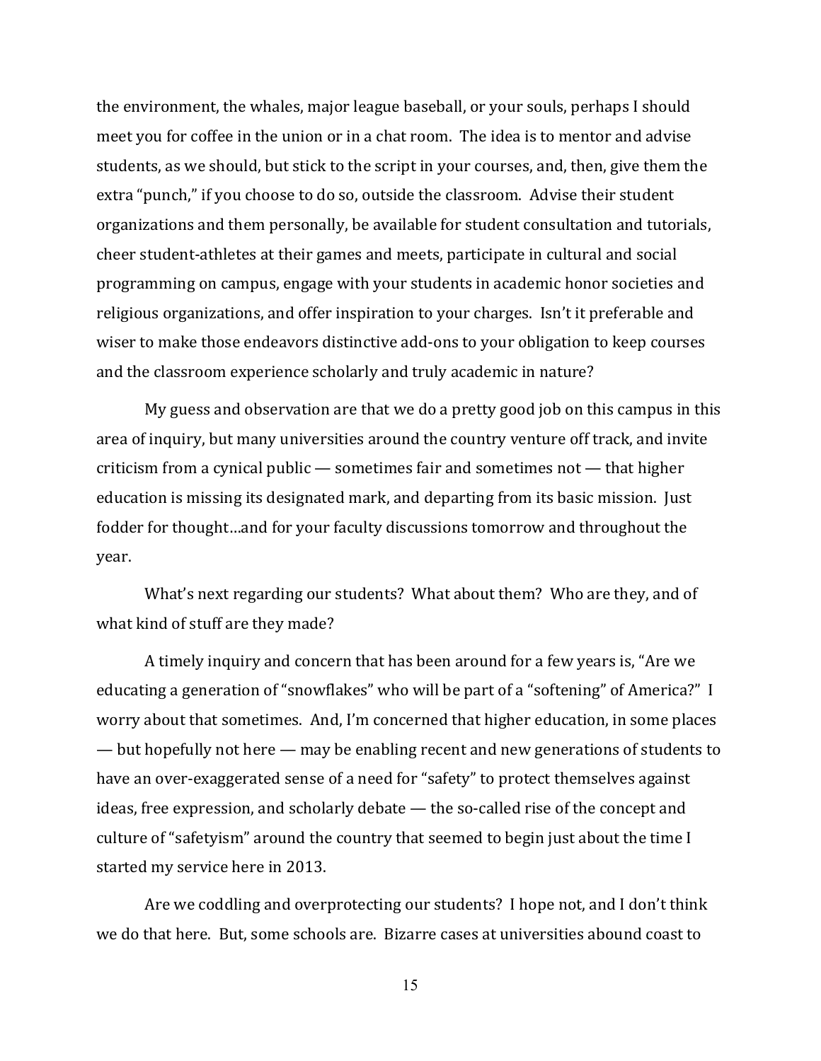the environment, the whales, major league baseball, or your souls, perhaps I should meet you for coffee in the union or in a chat room. The idea is to mentor and advise students, as we should, but stick to the script in your courses, and, then, give them the extra "punch," if you choose to do so, outside the classroom. Advise their student organizations and them personally, be available for student consultation and tutorials, cheer student-athletes at their games and meets, participate in cultural and social programming on campus, engage with your students in academic honor societies and religious organizations, and offer inspiration to your charges. Isn't it preferable and wiser to make those endeavors distinctive add-ons to your obligation to keep courses and the classroom experience scholarly and truly academic in nature?

My guess and observation are that we do a pretty good job on this campus in this area of inquiry, but many universities around the country venture off track, and invite criticism from a cynical public — sometimes fair and sometimes not — that higher education is missing its designated mark, and departing from its basic mission. Just fodder for thought…and for your faculty discussions tomorrow and throughout the year.

What's next regarding our students? What about them? Who are they, and of what kind of stuff are they made?

A timely inquiry and concern that has been around for a few years is, "Are we educating a generation of "snowflakes" who will be part of a "softening" of America?" I worry about that sometimes. And, I'm concerned that higher education, in some places — but hopefully not here — may be enabling recent and new generations of students to have an over-exaggerated sense of a need for "safety" to protect themselves against ideas, free expression, and scholarly debate — the so-called rise of the concept and culture of "safetyism" around the country that seemed to begin just about the time I started my service here in 2013.

Are we coddling and overprotecting our students? I hope not, and I don't think we do that here. But, some schools are. Bizarre cases at universities abound coast to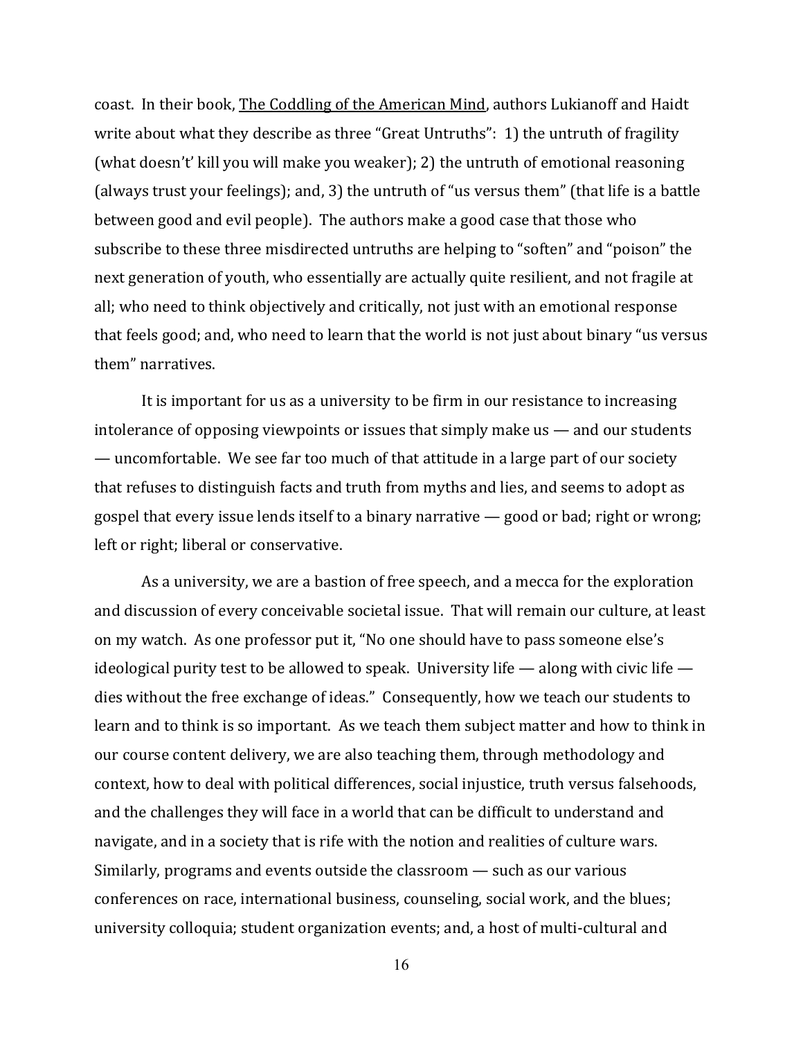coast. In their book, The Coddling of the American Mind, authors Lukianoff and Haidt write about what they describe as three "Great Untruths": 1) the untruth of fragility (what doesn't' kill you will make you weaker); 2) the untruth of emotional reasoning (always trust your feelings); and, 3) the untruth of "us versus them" (that life is a battle between good and evil people). The authors make a good case that those who subscribe to these three misdirected untruths are helping to "soften" and "poison" the next generation of youth, who essentially are actually quite resilient, and not fragile at all; who need to think objectively and critically, not just with an emotional response that feels good; and, who need to learn that the world is not just about binary "us versus them" narratives.

It is important for us as a university to be firm in our resistance to increasing intolerance of opposing viewpoints or issues that simply make us — and our students — uncomfortable. We see far too much of that attitude in a large part of our society that refuses to distinguish facts and truth from myths and lies, and seems to adopt as gospel that every issue lends itself to a binary narrative — good or bad; right or wrong; left or right; liberal or conservative.

As a university, we are a bastion of free speech, and a mecca for the exploration and discussion of every conceivable societal issue. That will remain our culture, at least on my watch. As one professor put it, "No one should have to pass someone else's ideological purity test to be allowed to speak. University life — along with civic life — dies without the free exchange of ideas." Consequently, how we teach our students to learn and to think is so important. As we teach them subject matter and how to think in our course content delivery, we are also teaching them, through methodology and context, how to deal with political differences, social injustice, truth versus falsehoods, and the challenges they will face in a world that can be difficult to understand and navigate, and in a society that is rife with the notion and realities of culture wars. Similarly, programs and events outside the classroom — such as our various conferences on race, international business, counseling, social work, and the blues; university colloquia; student organization events; and, a host of multi-cultural and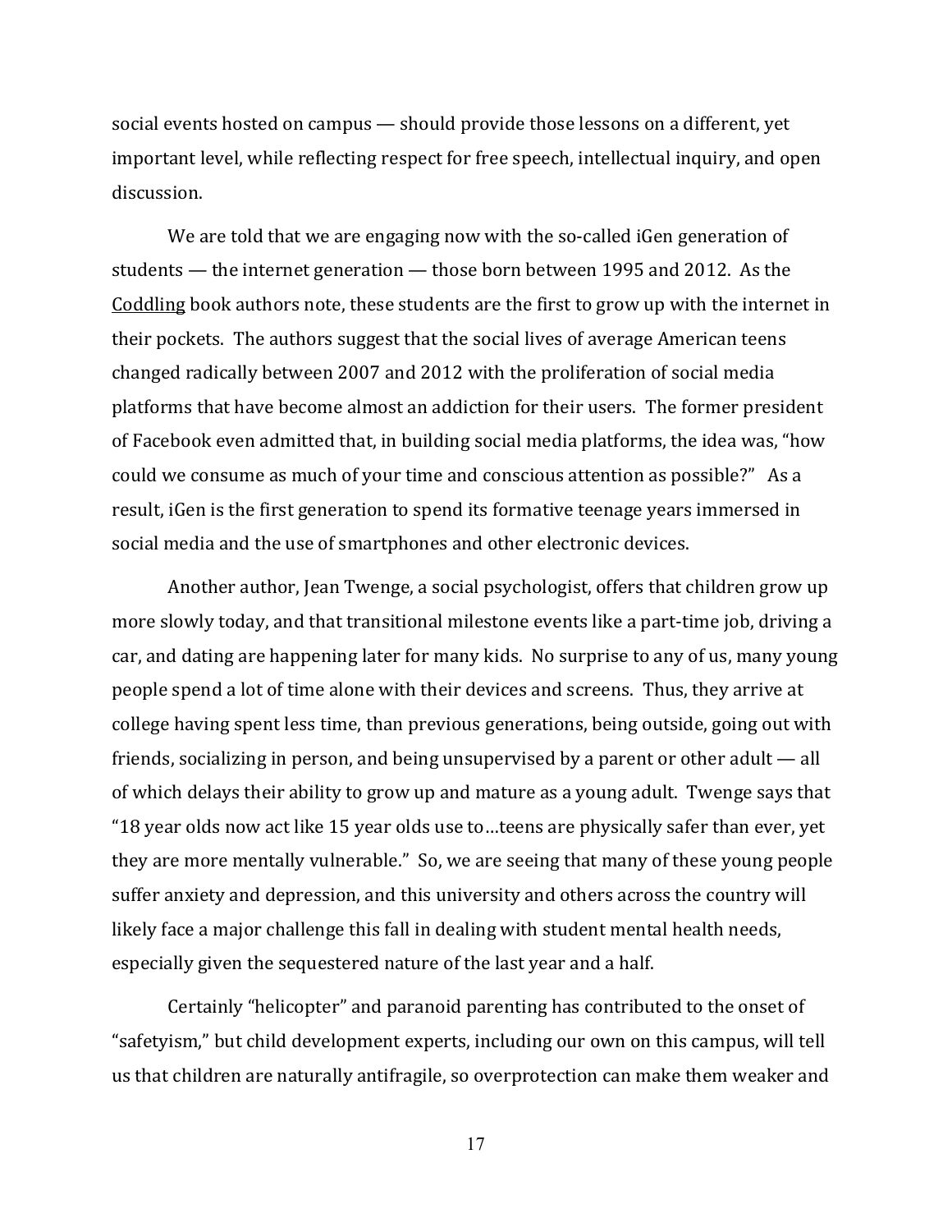social events hosted on campus — should provide those lessons on a different, yet important level, while reflecting respect for free speech, intellectual inquiry, and open discussion.

We are told that we are engaging now with the so-called iGen generation of students — the internet generation — those born between 1995 and 2012. As the Coddling book authors note, these students are the first to grow up with the internet in their pockets. The authors suggest that the social lives of average American teens changed radically between 2007 and 2012 with the proliferation of social media platforms that have become almost an addiction for their users. The former president of Facebook even admitted that, in building social media platforms, the idea was, "how could we consume as much of your time and conscious attention as possible?" As a result, iGen is the first generation to spend its formative teenage years immersed in social media and the use of smartphones and other electronic devices.

Another author, Jean Twenge, a social psychologist, offers that children grow up more slowly today, and that transitional milestone events like a part-time job, driving a car, and dating are happening later for many kids. No surprise to any of us, many young people spend a lot of time alone with their devices and screens. Thus, they arrive at college having spent less time, than previous generations, being outside, going out with friends, socializing in person, and being unsupervised by a parent or other adult — all of which delays their ability to grow up and mature as a young adult. Twenge says that "18 year olds now act like 15 year olds use to…teens are physically safer than ever, yet they are more mentally vulnerable." So, we are seeing that many of these young people suffer anxiety and depression, and this university and others across the country will likely face a major challenge this fall in dealing with student mental health needs, especially given the sequestered nature of the last year and a half.

Certainly "helicopter" and paranoid parenting has contributed to the onset of "safetyism," but child development experts, including our own on this campus, will tell us that children are naturally antifragile, so overprotection can make them weaker and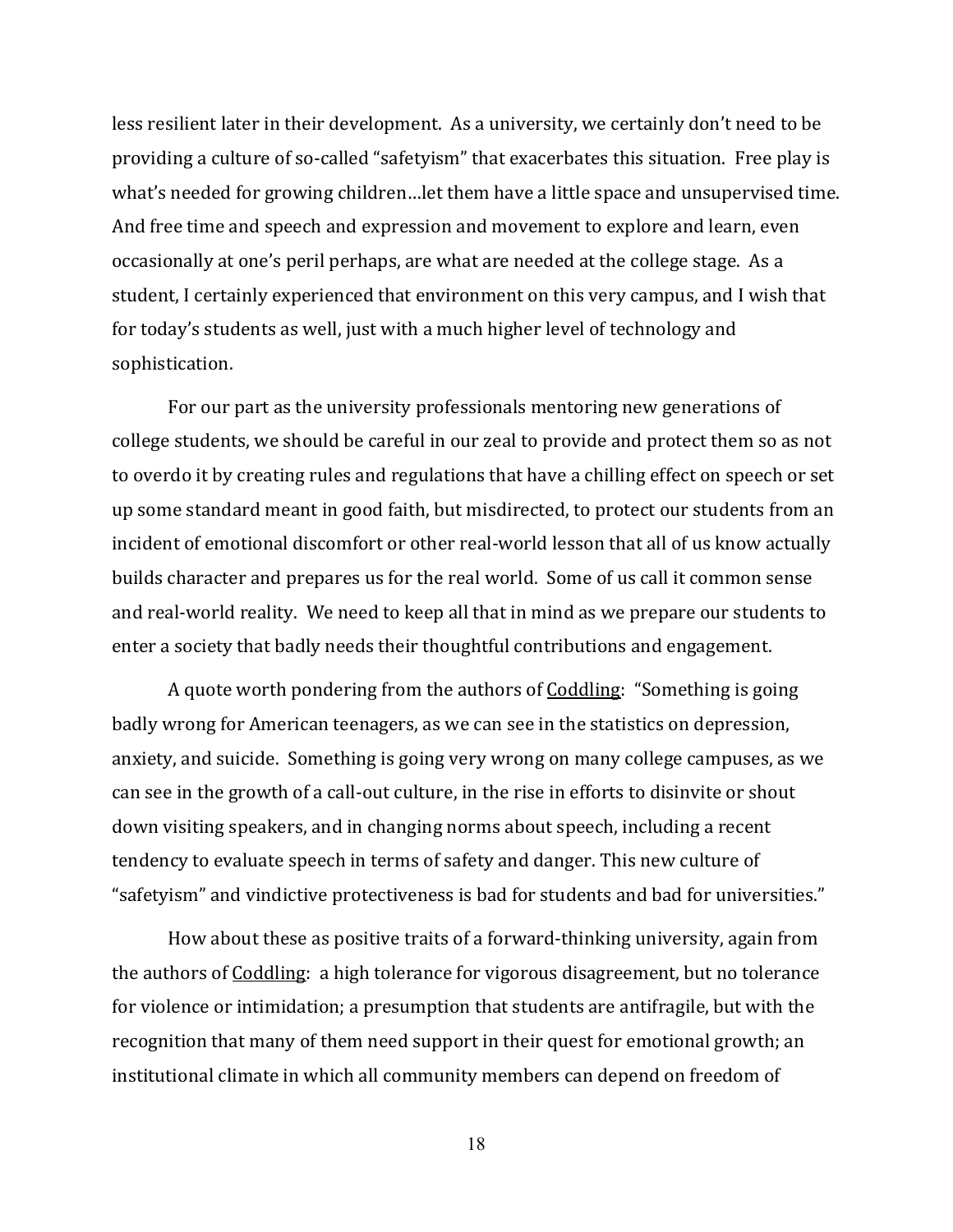less resilient later in their development. As a university, we certainly don't need to be providing a culture of so-called "safetyism" that exacerbates this situation. Free play is what's needed for growing children…let them have a little space and unsupervised time. And free time and speech and expression and movement to explore and learn, even occasionally at one's peril perhaps, are what are needed at the college stage. As a student, I certainly experienced that environment on this very campus, and I wish that for today's students as well, just with a much higher level of technology and sophistication.

For our part as the university professionals mentoring new generations of college students, we should be careful in our zeal to provide and protect them so as not to overdo it by creating rules and regulations that have a chilling effect on speech or set up some standard meant in good faith, but misdirected, to protect our students from an incident of emotional discomfort or other real-world lesson that all of us know actually builds character and prepares us for the real world. Some of us call it common sense and real-world reality. We need to keep all that in mind as we prepare our students to enter a society that badly needs their thoughtful contributions and engagement.

A quote worth pondering from the authors of Coddling: "Something is going badly wrong for American teenagers, as we can see in the statistics on depression, anxiety, and suicide. Something is going very wrong on many college campuses, as we can see in the growth of a call-out culture, in the rise in efforts to disinvite or shout down visiting speakers, and in changing norms about speech, including a recent tendency to evaluate speech in terms of safety and danger. This new culture of "safetyism" and vindictive protectiveness is bad for students and bad for universities."

How about these as positive traits of a forward-thinking university, again from the authors of Coddling: a high tolerance for vigorous disagreement, but no tolerance for violence or intimidation; a presumption that students are antifragile, but with the recognition that many of them need support in their quest for emotional growth; an institutional climate in which all community members can depend on freedom of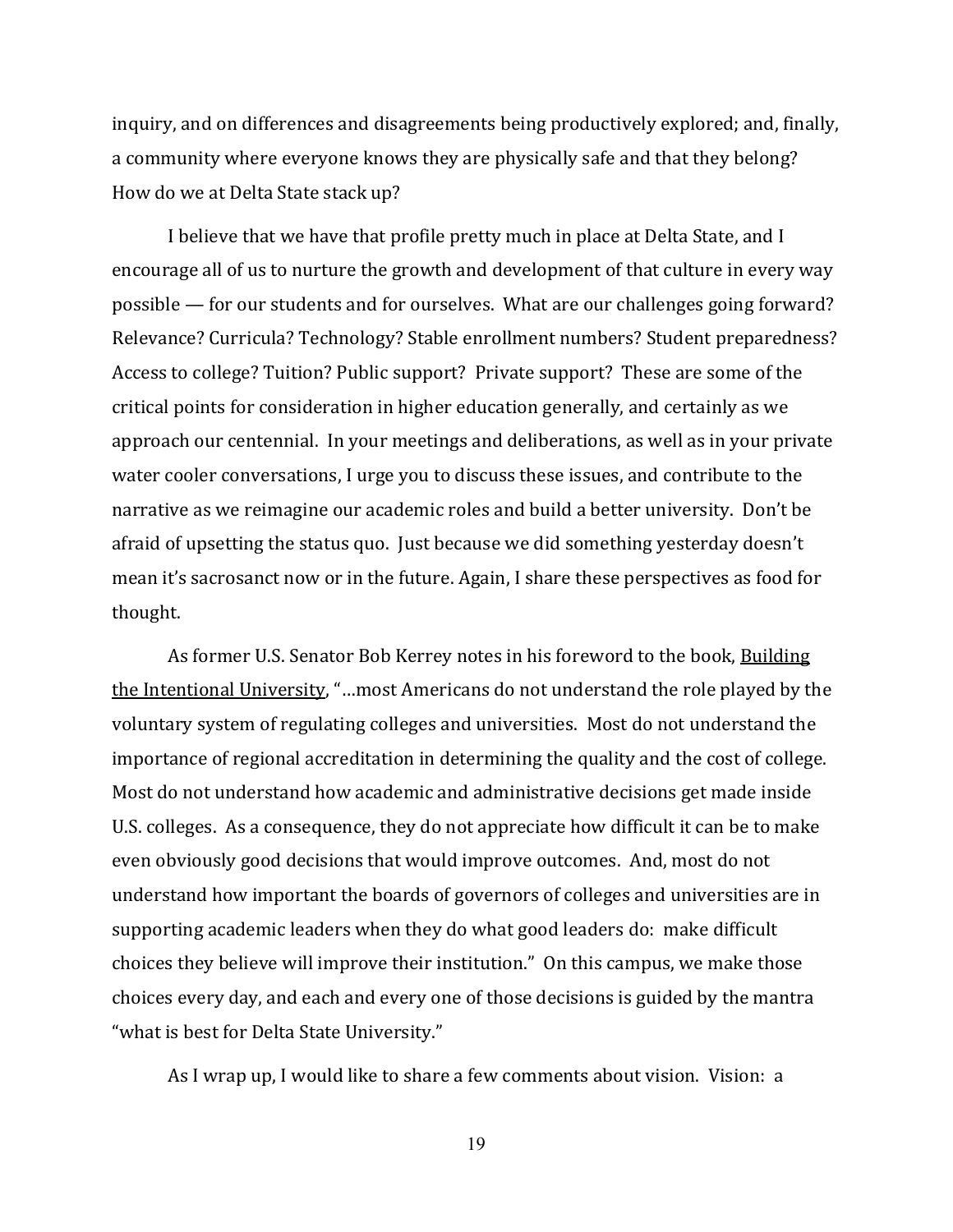inquiry, and on differences and disagreements being productively explored; and, finally, a community where everyone knows they are physically safe and that they belong? How do we at Delta State stack up?

I believe that we have that profile pretty much in place at Delta State, and I encourage all of us to nurture the growth and development of that culture in every way possible — for our students and for ourselves. What are our challenges going forward? Relevance? Curricula? Technology? Stable enrollment numbers? Student preparedness? Access to college? Tuition? Public support? Private support? These are some of the critical points for consideration in higher education generally, and certainly as we approach our centennial. In your meetings and deliberations, as well as in your private water cooler conversations, I urge you to discuss these issues, and contribute to the narrative as we reimagine our academic roles and build a better university. Don't be afraid of upsetting the status quo. Just because we did something yesterday doesn't mean it's sacrosanct now or in the future. Again, I share these perspectives as food for thought.

As former U.S. Senator Bob Kerrey notes in his foreword to the book, <u>Building the Intentional University</u>, "…most Americans do not understand the role played by the voluntary system of regulating colleges and universities. Most do not understand the importance of regional accreditation in determining the quality and the cost of college. Most do not understand how academic and administrative decisions get made inside U.S. colleges. As a consequence, they do not appreciate how difficult it can be to make even obviously good decisions that would improve outcomes. And, most do not understand how important the boards of governors of colleges and universities are in supporting academic leaders when they do what good leaders do: make difficult choices they believe will improve their institution." On this campus, we make those choices every day, and each and every one of those decisions is guided by the mantra "what is best for Delta State University."

As I wrap up, I would like to share a few comments about vision. Vision: a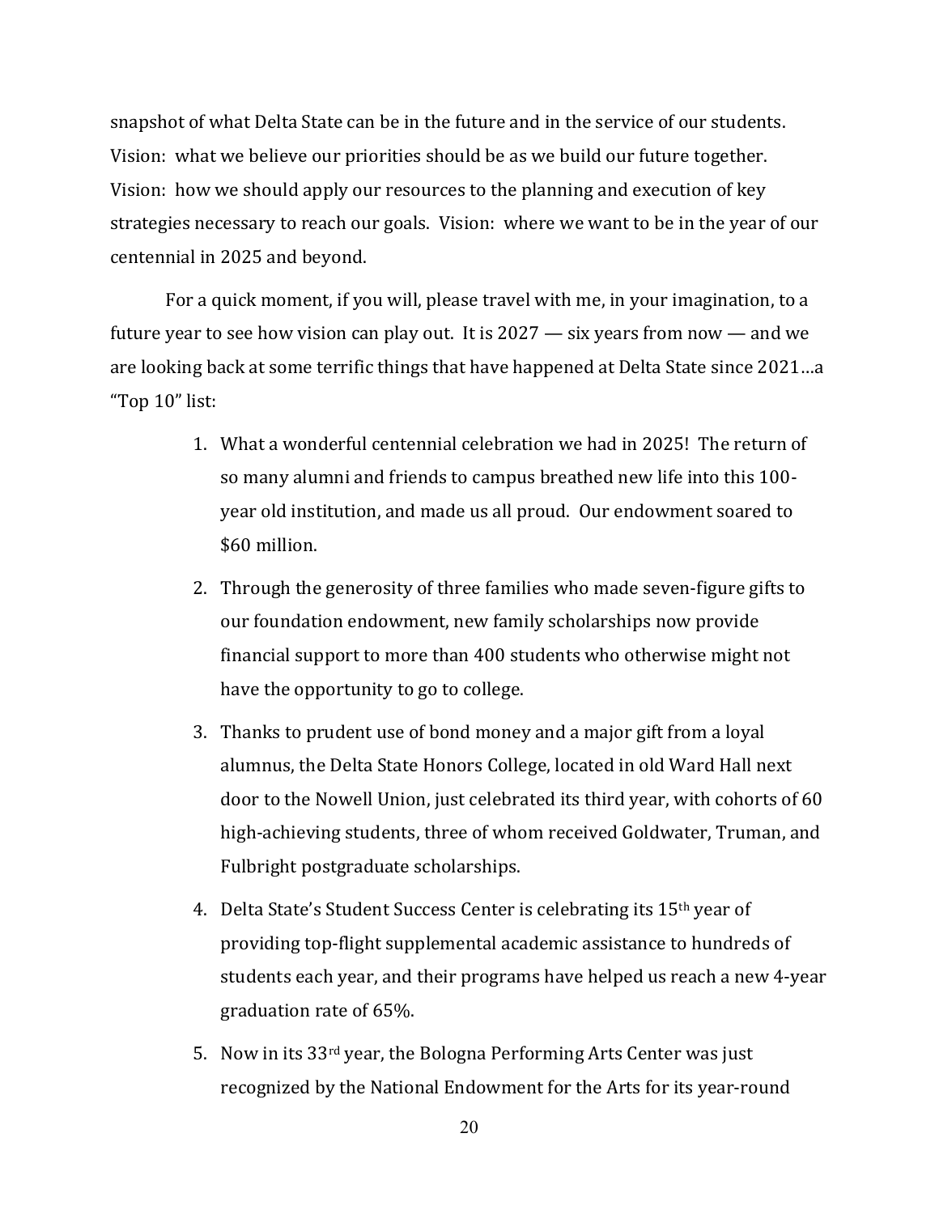snapshot of what Delta State can be in the future and in the service of our students. Vision: what we believe our priorities should be as we build our future together. Vision: how we should apply our resources to the planning and execution of key strategies necessary to reach our goals. Vision: where we want to be in the year of our centennial in 2025 and beyond.

For a quick moment, if you will, please travel with me, in your imagination, to a future year to see how vision can play out. It is 2027 — six years from now — and we are looking back at some terrific things that have happened at Delta State since 2021…a "Top 10" list:

1. What a wonderful centennial celebration we had in 2025! The return of so many alumni and friends to campus breathed new life into this 100-year old institution, and made us all proud. Our endowment soared to $60 million.
2. Through the generosity of three families who made seven-figure gifts to our foundation endowment, new family scholarships now provide financial support to more than 400 students who otherwise might not have the opportunity to go to college.
3. Thanks to prudent use of bond money and a major gift from a loyal alumnus, the Delta State Honors College, located in old Ward Hall next door to the Nowell Union, just celebrated its third year, with cohorts of 60 high-achieving students, three of whom received Goldwater, Truman, and Fulbright postgraduate scholarships.
4. Delta State's Student Success Center is celebrating its 15th year of providing top-flight supplemental academic assistance to hundreds of students each year, and their programs have helped us reach a new 4-year graduation rate of 65%.
5. Now in its 33rd year, the Bologna Performing Arts Center was just recognized by the National Endowment for the Arts for its year-round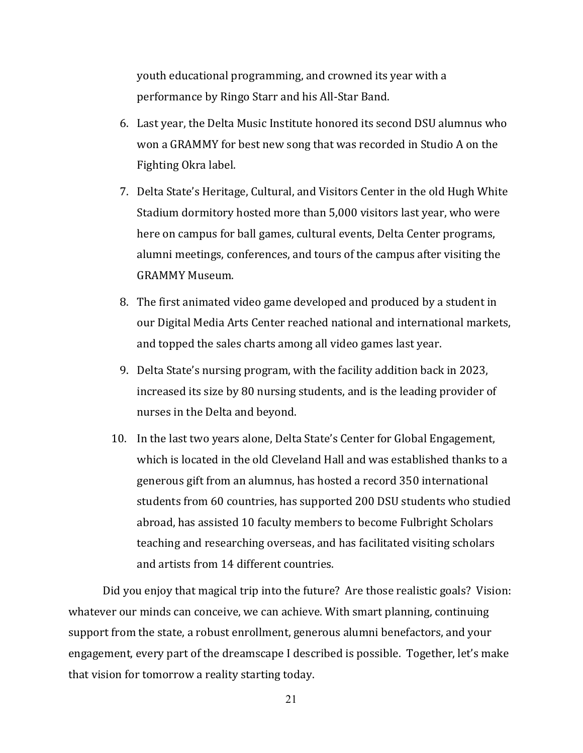youth educational programming, and crowned its year with a performance by Ringo Starr and his All-Star Band.

6. Last year, the Delta Music Institute honored its second DSU alumnus who won a GRAMMY for best new song that was recorded in Studio A on the Fighting Okra label.
7. Delta State's Heritage, Cultural, and Visitors Center in the old Hugh White Stadium dormitory hosted more than 5,000 visitors last year, who were here on campus for ball games, cultural events, Delta Center programs, alumni meetings, conferences, and tours of the campus after visiting the GRAMMY Museum.
8. The first animated video game developed and produced by a student in our Digital Media Arts Center reached national and international markets, and topped the sales charts among all video games last year.
9. Delta State's nursing program, with the facility addition back in 2023, increased its size by 80 nursing students, and is the leading provider of nurses in the Delta and beyond.
10. In the last two years alone, Delta State's Center for Global Engagement, which is located in the old Cleveland Hall and was established thanks to a generous gift from an alumnus, has hosted a record 350 international students from 60 countries, has supported 200 DSU students who studied abroad, has assisted 10 faculty members to become Fulbright Scholars teaching and researching overseas, and has facilitated visiting scholars and artists from 14 different countries.

Did you enjoy that magical trip into the future? Are those realistic goals? Vision: whatever our minds can conceive, we can achieve. With smart planning, continuing support from the state, a robust enrollment, generous alumni benefactors, and your engagement, every part of the dreamscape I described is possible. Together, let's make that vision for tomorrow a reality starting today.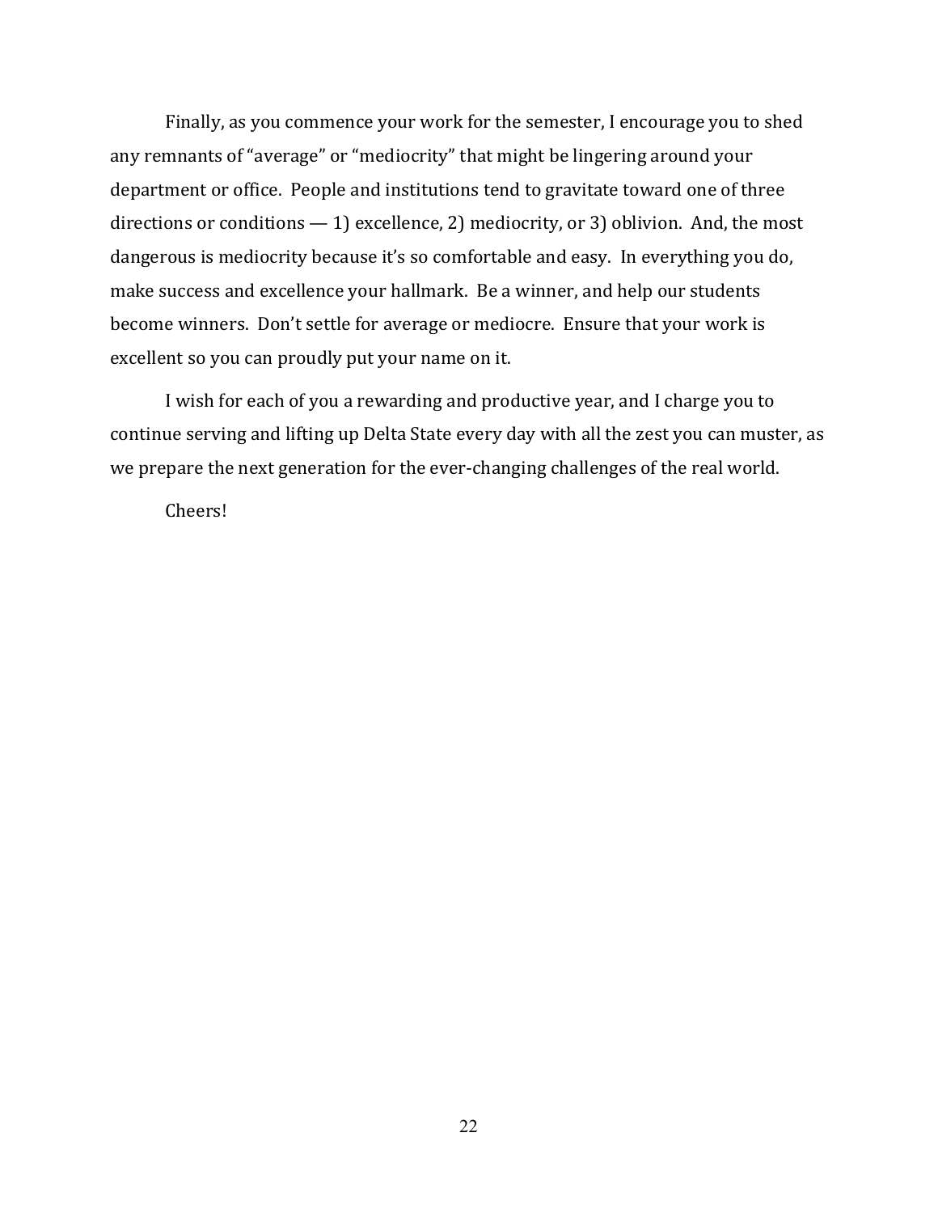Finally, as you commence your work for the semester, I encourage you to shed any remnants of "average" or "mediocrity" that might be lingering around your department or office. People and institutions tend to gravitate toward one of three directions or conditions — 1) excellence, 2) mediocrity, or 3) oblivion. And, the most dangerous is mediocrity because it's so comfortable and easy. In everything you do, make success and excellence your hallmark. Be a winner, and help our students become winners. Don't settle for average or mediocre. Ensure that your work is excellent so you can proudly put your name on it.

I wish for each of you a rewarding and productive year, and I charge you to continue serving and lifting up Delta State every day with all the zest you can muster, as we prepare the next generation for the ever-changing challenges of the real world.

Cheers!